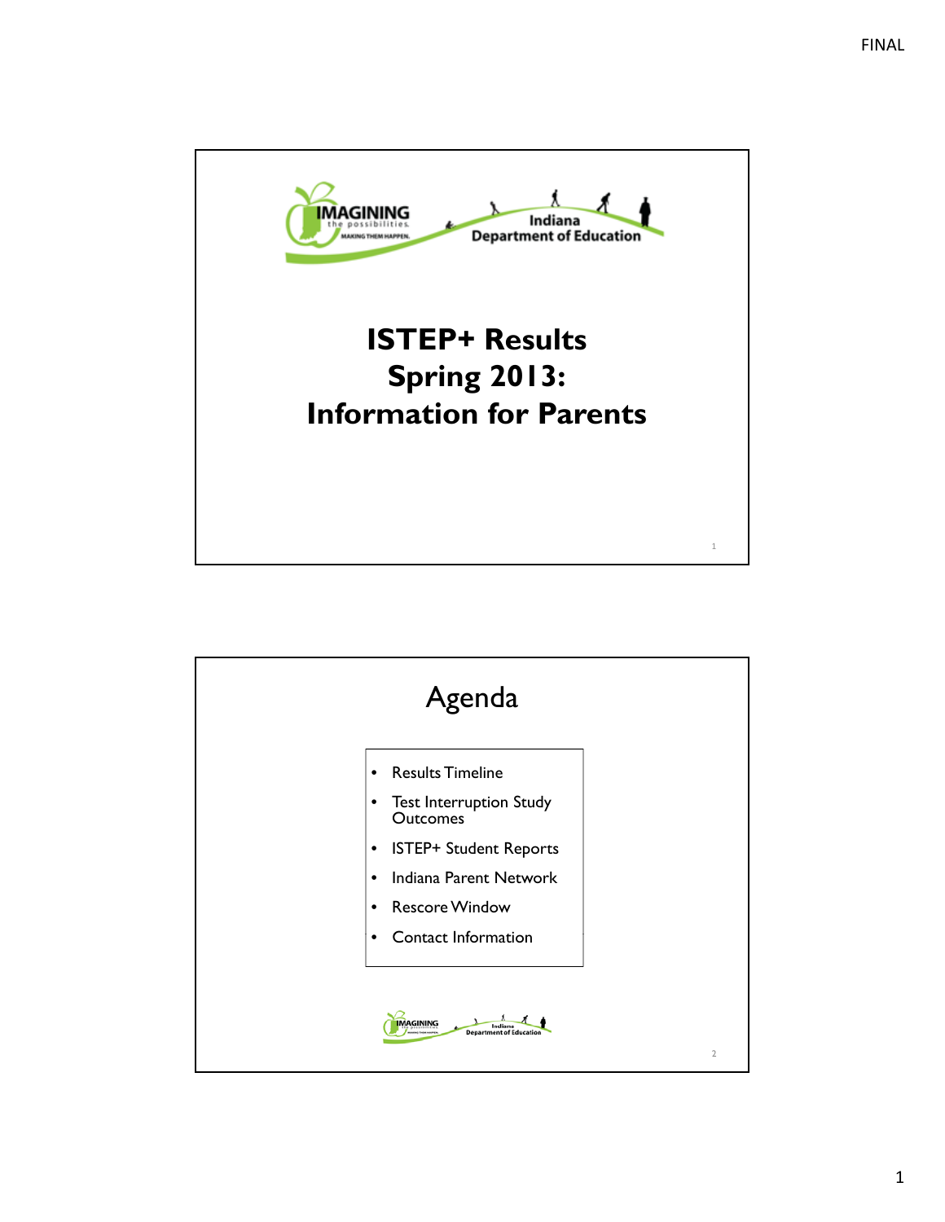FINAL

# ISTEP+ Results Spring 2013: Information for Parents

## Agenda

- Results Timeline
- Test Interruption Study Outcomes
- ISTEP+ Student Reports
- Indiana Parent Network
- Rescore Window
- Contact Information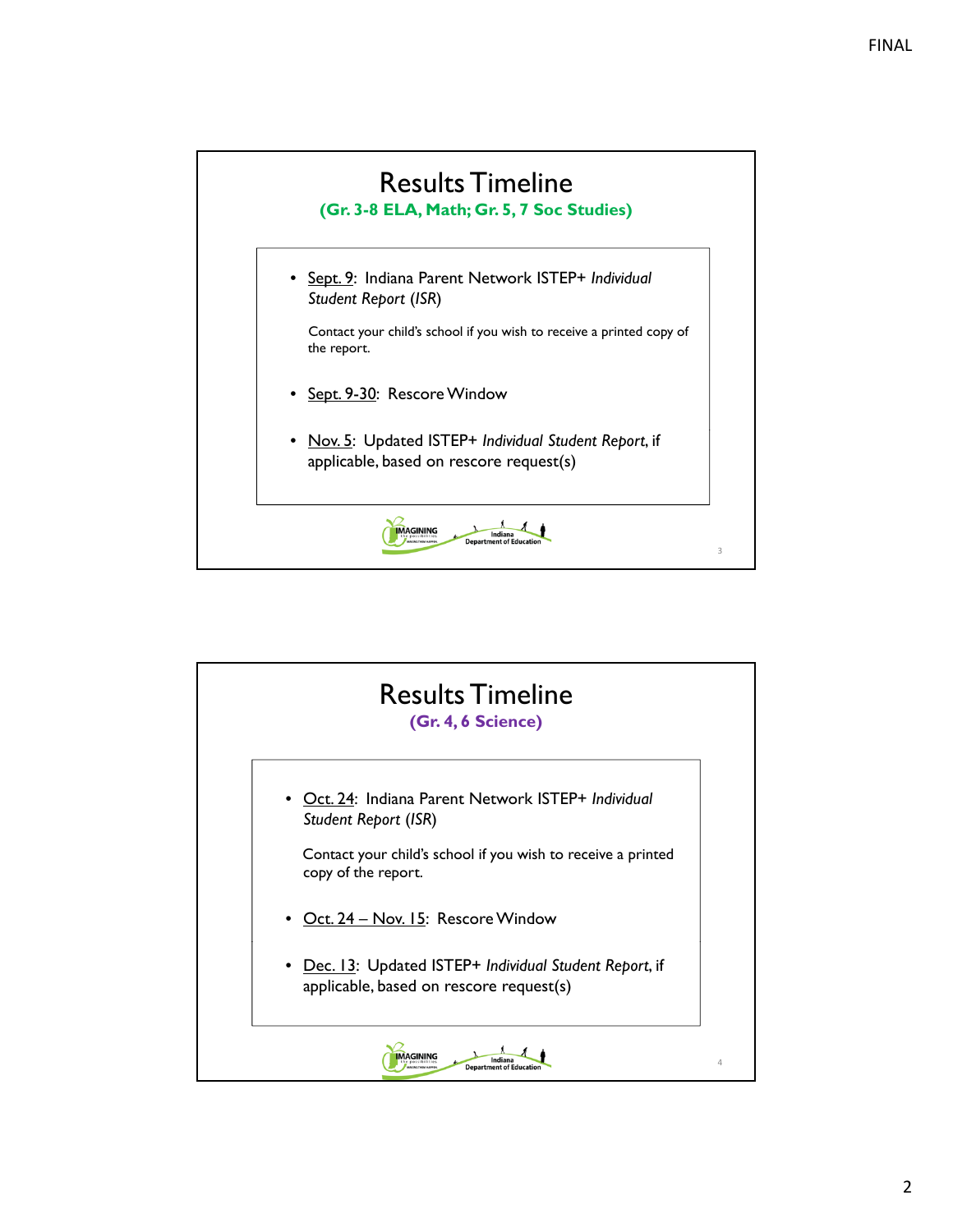# Results Timeline

**(Gr. 3-8 ELA, Math; Gr. 5, 7 Soc Studies)**

- Sept. 9: Indiana Parent Network ISTEP+ *Individual Student Report* (*ISR*)

  Contact your child's school if you wish to receive a printed copy of the report.

- Sept. 9-30: Rescore Window

- Nov. 5: Updated ISTEP+ *Individual Student Report*, if applicable, based on rescore request(s)

# Results Timeline

**(Gr. 4, 6 Science)**

- Oct. 24: Indiana Parent Network ISTEP+ *Individual Student Report* (*ISR*)

  Contact your child's school if you wish to receive a printed copy of the report.

- Oct. 24 – Nov. 15: Rescore Window

- Dec. 13: Updated ISTEP+ *Individual Student Report*, if applicable, based on rescore request(s)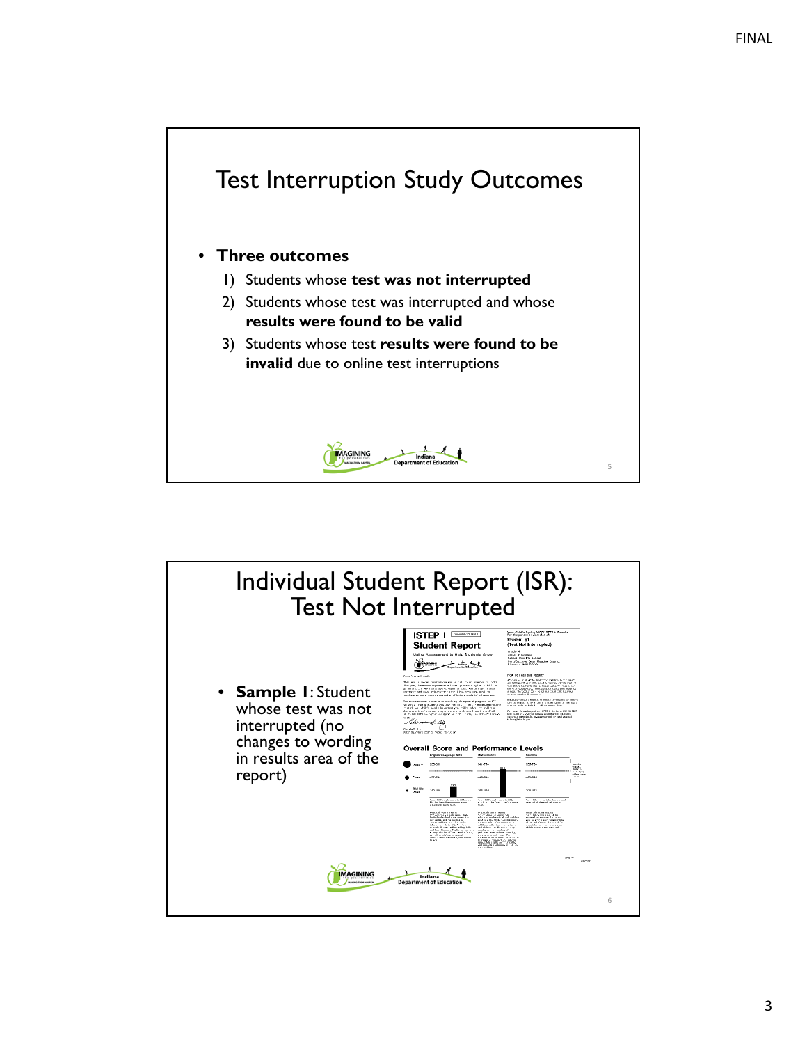FINAL

## Test Interruption Study Outcomes

- **Three outcomes**
  1) Students whose **test was not interrupted**
  2) Students whose test was interrupted and whose **results were found to be valid**
  3) Students whose test **results were found to be invalid** due to online test interruptions

## Individual Student Report (ISR): Test Not Interrupted

- **Sample 1**: Student whose test was not interrupted (no changes to wording in results area of the report)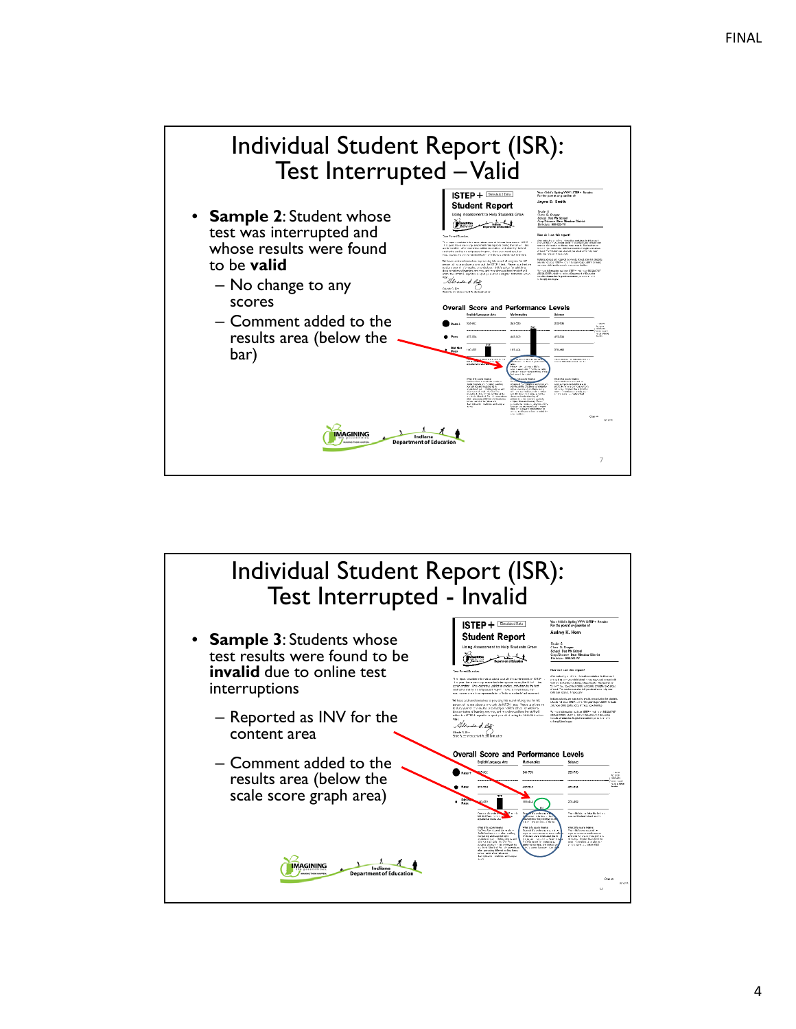## Individual Student Report (ISR): Test Interrupted – Valid

- **Sample 2**: Student whose test was interrupted and whose results were found to be **valid**
  - No change to any scores
  - Comment added to the results area (below the bar)

## Individual Student Report (ISR): Test Interrupted - Invalid

- **Sample 3**: Students whose test results were found to be **invalid** due to online test interruptions
  - Reported as INV for the content area
  - Comment added to the results area (below the scale score graph area)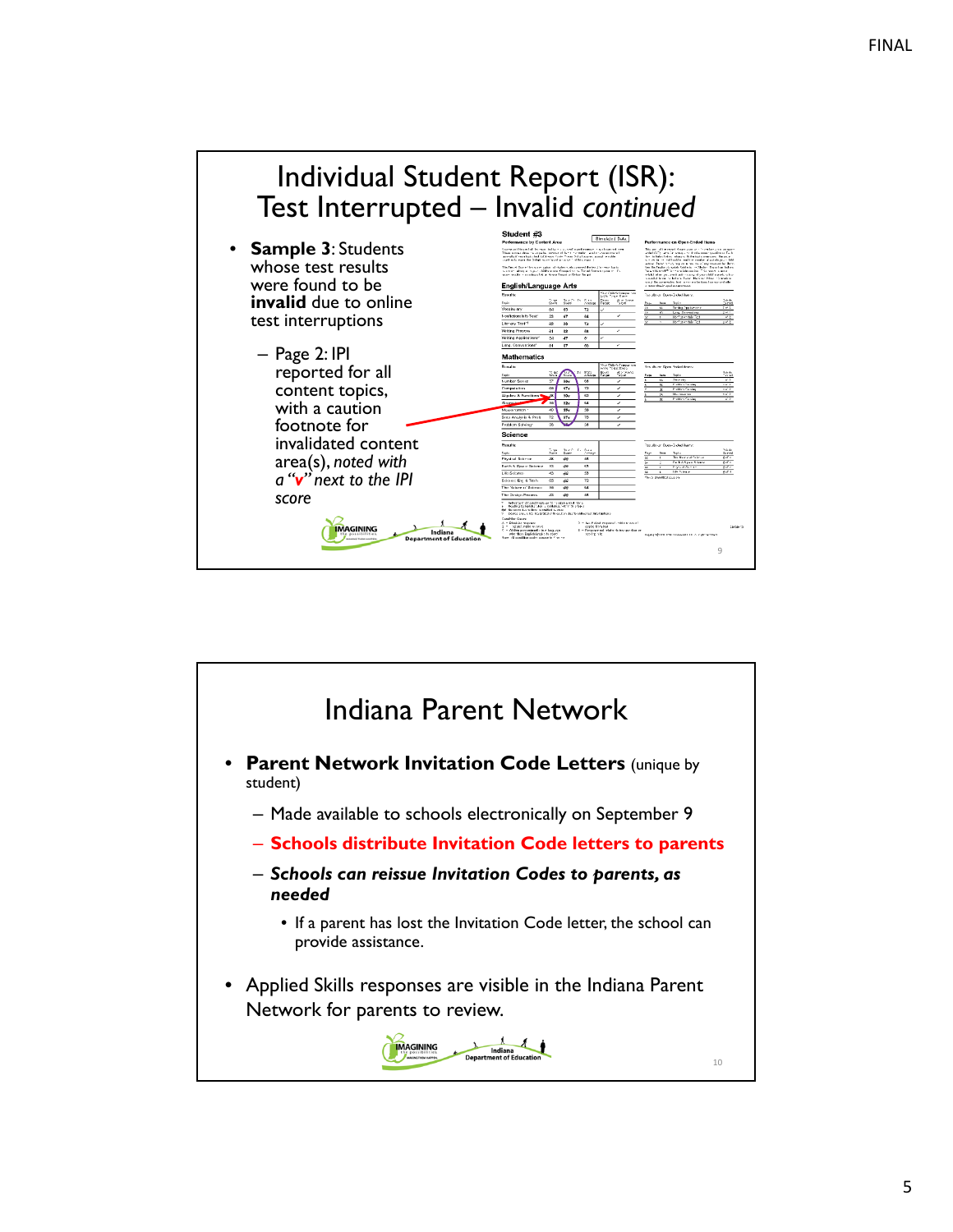FINAL

# Individual Student Report (ISR): Test Interrupted – Invalid *continued*

- **Sample 3**: Students whose test results were found to be **invalid** due to online test interruptions
  - Page 2: IPI reported for all content topics, with a caution footnote for invalidated content area(s), *noted with a "v" next to the IPI score*

# Indiana Parent Network

- **Parent Network Invitation Code Letters** (unique by student)
  - Made available to schools electronically on September 9
  - **Schools distribute Invitation Code letters to parents**
  - ***Schools can reissue Invitation Codes to parents, as needed***
    - If a parent has lost the Invitation Code letter, the school can provide assistance.
- Applied Skills responses are visible in the Indiana Parent Network for parents to review.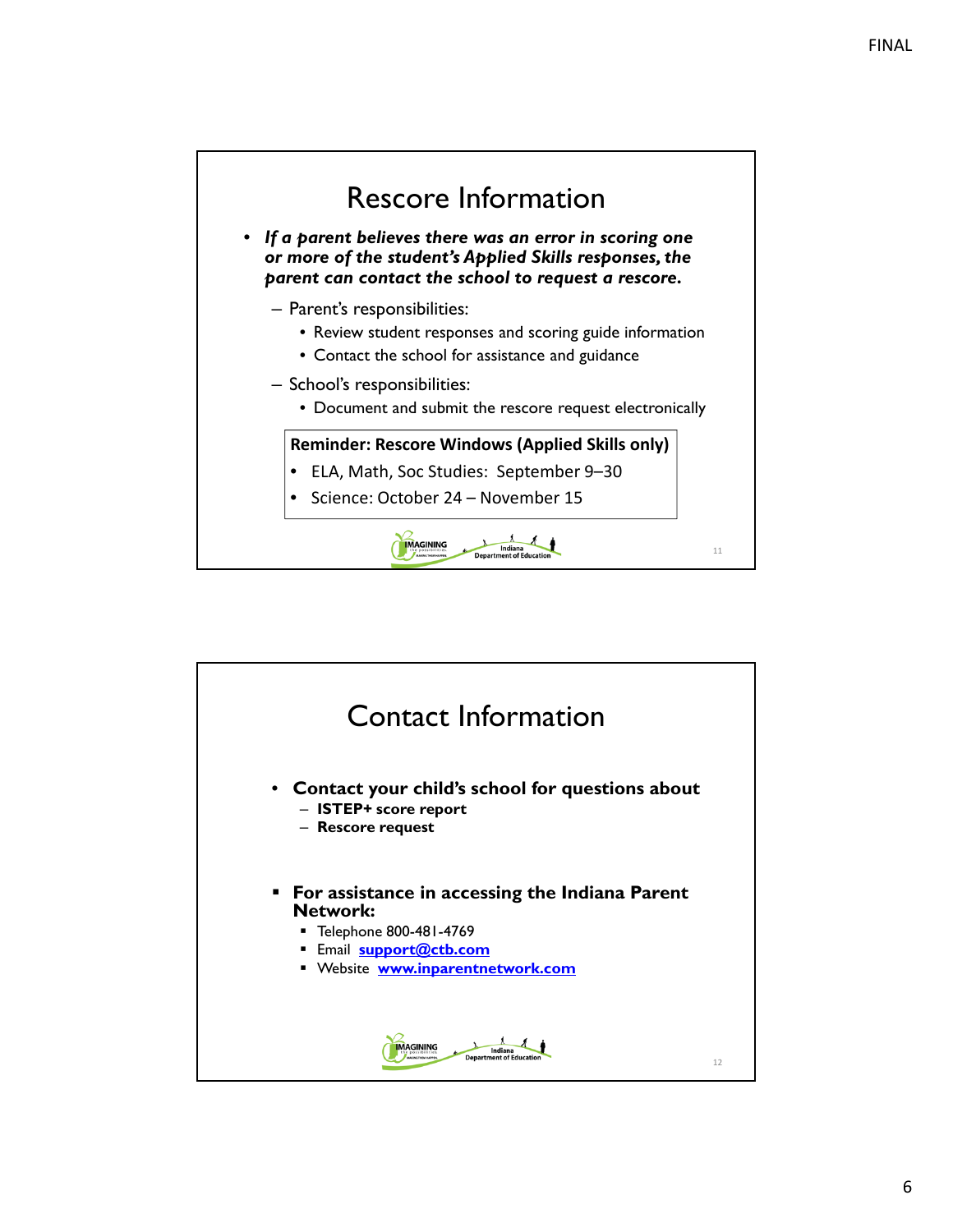## Rescore Information

- ***If a parent believes there was an error in scoring one or more of the student's Applied Skills responses, the parent can contact the school to request a rescore.***
  - Parent's responsibilities:
    - Review student responses and scoring guide information
    - Contact the school for assistance and guidance
  - School's responsibilities:
    - Document and submit the rescore request electronically

**Reminder: Rescore Windows (Applied Skills only)**

- ELA, Math, Soc Studies: September 9–30
- Science: October 24 – November 15

## Contact Information

- **Contact your child's school for questions about**
  - **ISTEP+ score report**
  - **Rescore request**

- **For assistance in accessing the Indiana Parent Network:**
  - Telephone 800-481-4769
  - Email **support@ctb.com**
  - Website **www.inparentnetwork.com**